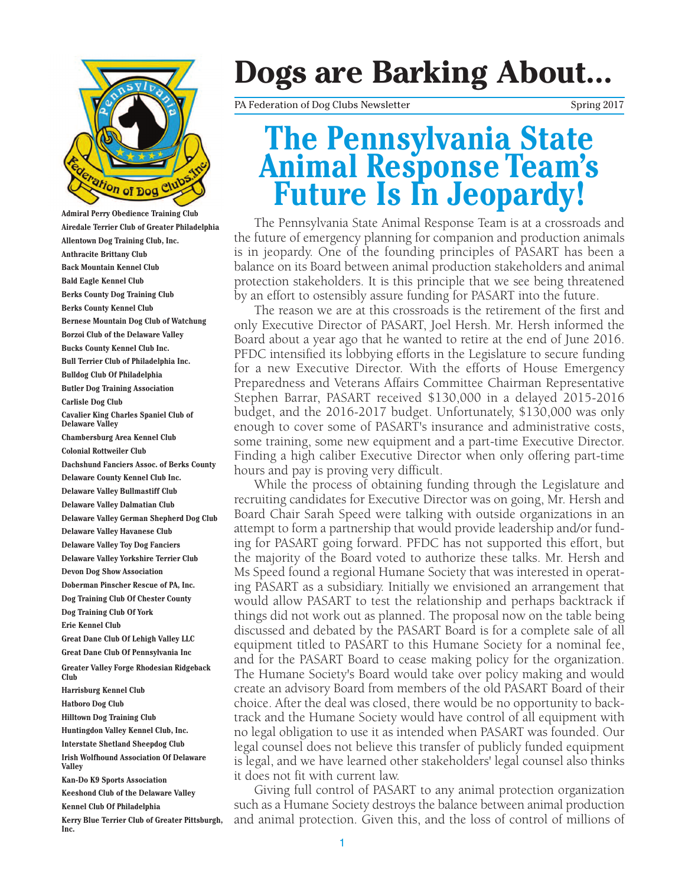# Dogs are Barking About...

PA Federation of Dog Clubs Newsletter — Spring 2017

## The Pennsylvania State Animal Response Team's Future Is In Jeopardy!

The Pennsylvania State Animal Response Team is at a crossroads and the future of emergency planning for companion and production animals is in jeopardy. One of the founding principles of PASART has been a balance on its Board between animal production stakeholders and animal protection stakeholders. It is this principle that we see being threatened by an effort to ostensibly assure funding for PASART into the future.

The reason we are at this crossroads is the retirement of the first and only Executive Director of PASART, Joel Hersh. Mr. Hersh informed the Board about a year ago that he wanted to retire at the end of June 2016. PFDC intensified its lobbying efforts in the Legislature to secure funding for a new Executive Director. With the efforts of House Emergency Preparedness and Veterans Affairs Committee Chairman Representative Stephen Barrar, PASART received $130,000 in a delayed 2015-2016 budget, and the 2016-2017 budget. Unfortunately, $130,000 was only enough to cover some of PASART's insurance and administrative costs, some training, some new equipment and a part-time Executive Director. Finding a high caliber Executive Director when only offering part-time hours and pay is proving very difficult.

While the process of obtaining funding through the Legislature and recruiting candidates for Executive Director was on going, Mr. Hersh and Board Chair Sarah Speed were talking with outside organizations in an attempt to form a partnership that would provide leadership and/or funding for PASART going forward. PFDC has not supported this effort, but the majority of the Board voted to authorize these talks. Mr. Hersh and Ms Speed found a regional Humane Society that was interested in operating PASART as a subsidiary. Initially we envisioned an arrangement that would allow PASART to test the relationship and perhaps backtrack if things did not work out as planned. The proposal now on the table being discussed and debated by the PASART Board is for a complete sale of all equipment titled to PASART to this Humane Society for a nominal fee, and for the PASART Board to cease making policy for the organization. The Humane Society's Board would take over policy making and would create an advisory Board from members of the old PASART Board of their choice. After the deal was closed, there would be no opportunity to backtrack and the Humane Society would have control of all equipment with no legal obligation to use it as intended when PASART was founded. Our legal counsel does not believe this transfer of publicly funded equipment is legal, and we have learned other stakeholders' legal counsel also thinks it does not fit with current law.

Giving full control of PASART to any animal protection organization such as a Humane Society destroys the balance between animal production and animal protection. Given this, and the loss of control of millions of

**Admiral Perry Obedience Training Club**
**Airedale Terrier Club of Greater Philadelphia**
**Allentown Dog Training Club, Inc.**
**Anthracite Brittany Club**
**Back Mountain Kennel Club**
**Bald Eagle Kennel Club**
**Berks County Dog Training Club**
**Berks County Kennel Club**
**Bernese Mountain Dog Club of Watchung**
**Borzoi Club of the Delaware Valley**
**Bucks County Kennel Club Inc.**
**Bull Terrier Club of Philadelphia Inc.**
**Bulldog Club Of Philadelphia**
**Butler Dog Training Association**
**Carlisle Dog Club**
**Cavalier King Charles Spaniel Club of Delaware Valley**
**Chambersburg Area Kennel Club**
**Colonial Rottweiler Club**
**Dachshund Fanciers Assoc. of Berks County**
**Delaware County Kennel Club Inc.**
**Delaware Valley Bullmastiff Club**
**Delaware Valley Dalmatian Club**
**Delaware Valley German Shepherd Dog Club**
**Delaware Valley Havanese Club**
**Delaware Valley Toy Dog Fanciers**
**Delaware Valley Yorkshire Terrier Club**
**Devon Dog Show Association**
**Doberman Pinscher Rescue of PA, Inc.**
**Dog Training Club Of Chester County**
**Dog Training Club Of York**
**Erie Kennel Club**
**Great Dane Club Of Lehigh Valley LLC**
**Great Dane Club Of Pennsylvania Inc**
**Greater Valley Forge Rhodesian Ridgeback Club**
**Harrisburg Kennel Club**
**Hatboro Dog Club**
**Hilltown Dog Training Club**
**Huntingdon Valley Kennel Club, Inc.**
**Interstate Shetland Sheepdog Club**
**Irish Wolfhound Association Of Delaware Valley**
**Kan-Do K9 Sports Association**
**Keeshond Club of the Delaware Valley**
**Kennel Club Of Philadelphia**
**Kerry Blue Terrier Club of Greater Pittsburgh, Inc.**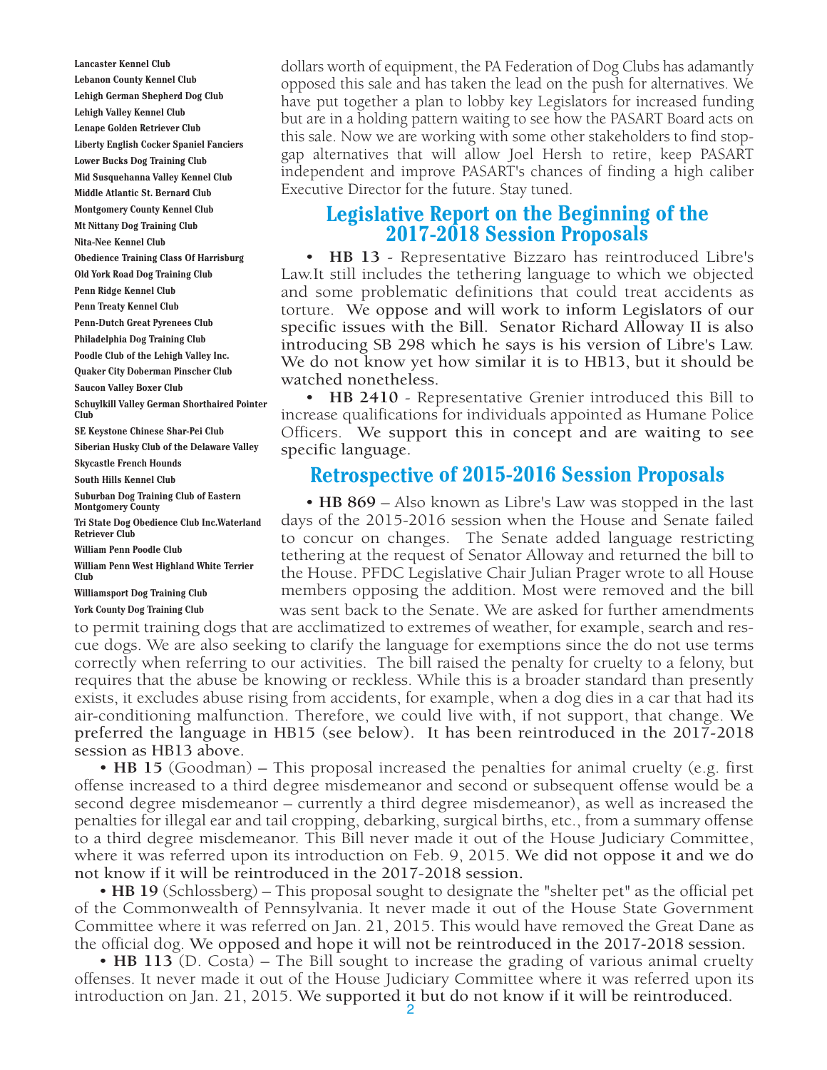Lancaster Kennel Club
Lebanon County Kennel Club
Lehigh German Shepherd Dog Club
Lehigh Valley Kennel Club
Lenape Golden Retriever Club
Liberty English Cocker Spaniel Fanciers
Lower Bucks Dog Training Club
Mid Susquehanna Valley Kennel Club
Middle Atlantic St. Bernard Club
Montgomery County Kennel Club
Mt Nittany Dog Training Club
Nita-Nee Kennel Club
Obedience Training Class Of Harrisburg
Old York Road Dog Training Club
Penn Ridge Kennel Club
Penn Treaty Kennel Club
Penn-Dutch Great Pyrenees Club
Philadelphia Dog Training Club
Poodle Club of the Lehigh Valley Inc.
Quaker City Doberman Pinscher Club
Saucon Valley Boxer Club
Schuylkill Valley German Shorthaired Pointer Club
SE Keystone Chinese Shar-Pei Club
Siberian Husky Club of the Delaware Valley
Skycastle French Hounds
South Hills Kennel Club
Suburban Dog Training Club of Eastern Montgomery County
Tri State Dog Obedience Club Inc.Waterland Retriever Club
William Penn Poodle Club
William Penn West Highland White Terrier Club
Williamsport Dog Training Club
York County Dog Training Club

dollars worth of equipment, the PA Federation of Dog Clubs has adamantly opposed this sale and has taken the lead on the push for alternatives. We have put together a plan to lobby key Legislators for increased funding but are in a holding pattern waiting to see how the PASART Board acts on this sale. Now we are working with some other stakeholders to find stop-gap alternatives that will allow Joel Hersh to retire, keep PASART independent and improve PASART's chances of finding a high caliber Executive Director for the future. Stay tuned.

## Legislative Report on the Beginning of the 2017-2018 Session Proposals

- **HB 13** - Representative Bizzaro has reintroduced Libre's Law.It still includes the tethering language to which we objected and some problematic definitions that could treat accidents as torture. We oppose and will work to inform Legislators of our specific issues with the Bill. Senator Richard Alloway II is also introducing SB 298 which he says is his version of Libre's Law. We do not know yet how similar it is to HB13, but it should be watched nonetheless.
- **HB 2410** - Representative Grenier introduced this Bill to increase qualifications for individuals appointed as Humane Police Officers. We support this in concept and are waiting to see specific language.

## Retrospective of 2015-2016 Session Proposals

- **HB 869** – Also known as Libre's Law was stopped in the last days of the 2015-2016 session when the House and Senate failed to concur on changes. The Senate added language restricting tethering at the request of Senator Alloway and returned the bill to the House. PFDC Legislative Chair Julian Prager wrote to all House members opposing the addition. Most were removed and the bill was sent back to the Senate. We are asked for further amendments to permit training dogs that are acclimatized to extremes of weather, for example, search and rescue dogs. We are also seeking to clarify the language for exemptions since the do not use terms correctly when referring to our activities. The bill raised the penalty for cruelty to a felony, but requires that the abuse be knowing or reckless. While this is a broader standard than presently exists, it excludes abuse rising from accidents, for example, when a dog dies in a car that had its air-conditioning malfunction. Therefore, we could live with, if not support, that change. We preferred the language in HB15 (see below). It has been reintroduced in the 2017-2018 session as HB13 above.
- **HB 15** (Goodman) – This proposal increased the penalties for animal cruelty (e.g. first offense increased to a third degree misdemeanor and second or subsequent offense would be a second degree misdemeanor – currently a third degree misdemeanor), as well as increased the penalties for illegal ear and tail cropping, debarking, surgical births, etc., from a summary offense to a third degree misdemeanor. This Bill never made it out of the House Judiciary Committee, where it was referred upon its introduction on Feb. 9, 2015. We did not oppose it and we do not know if it will be reintroduced in the 2017-2018 session.
- **HB 19** (Schlossberg) – This proposal sought to designate the "shelter pet" as the official pet of the Commonwealth of Pennsylvania. It never made it out of the House State Government Committee where it was referred on Jan. 21, 2015. This would have removed the Great Dane as the official dog. We opposed and hope it will not be reintroduced in the 2017-2018 session.
- **HB 113** (D. Costa) – The Bill sought to increase the grading of various animal cruelty offenses. It never made it out of the House Judiciary Committee where it was referred upon its introduction on Jan. 21, 2015. We supported it but do not know if it will be reintroduced.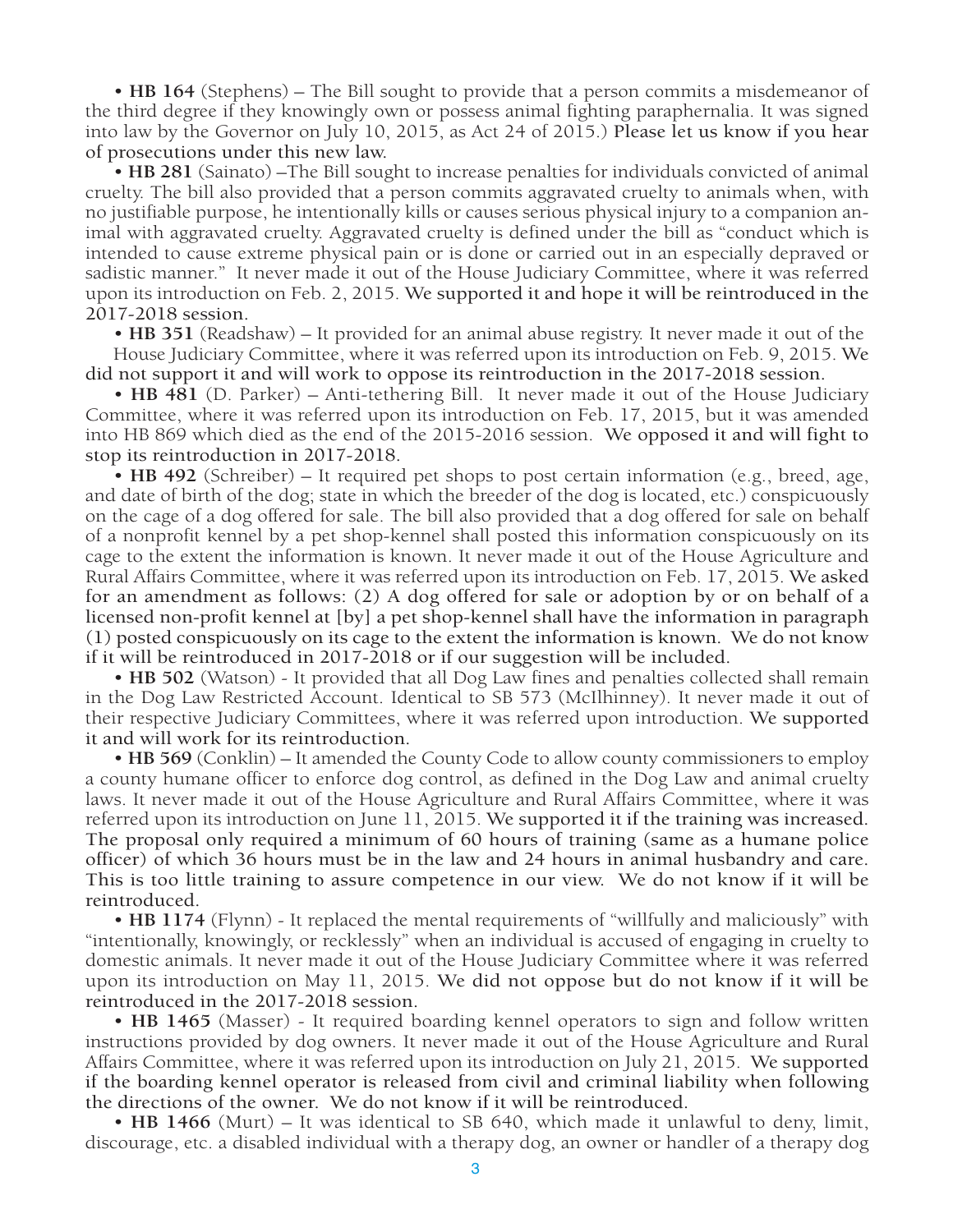- **HB 164** (Stephens) – The Bill sought to provide that a person commits a misdemeanor of the third degree if they knowingly own or possess animal fighting paraphernalia. It was signed into law by the Governor on July 10, 2015, as Act 24 of 2015.) **Please let us know if you hear of prosecutions under this new law.**

- **HB 281** (Sainato) –The Bill sought to increase penalties for individuals convicted of animal cruelty. The bill also provided that a person commits aggravated cruelty to animals when, with no justifiable purpose, he intentionally kills or causes serious physical injury to a companion animal with aggravated cruelty. Aggravated cruelty is defined under the bill as "conduct which is intended to cause extreme physical pain or is done or carried out in an especially depraved or sadistic manner." It never made it out of the House Judiciary Committee, where it was referred upon its introduction on Feb. 2, 2015. **We supported it and hope it will be reintroduced in the 2017-2018 session.**

- **HB 351** (Readshaw) – It provided for an animal abuse registry. It never made it out of the House Judiciary Committee, where it was referred upon its introduction on Feb. 9, 2015. **We did not support it and will work to oppose its reintroduction in the 2017-2018 session.**

- **HB 481** (D. Parker) – Anti-tethering Bill. It never made it out of the House Judiciary Committee, where it was referred upon its introduction on Feb. 17, 2015, but it was amended into HB 869 which died as the end of the 2015-2016 session. **We opposed it and will fight to stop its reintroduction in 2017-2018.**

- **HB 492** (Schreiber) – It required pet shops to post certain information (e.g., breed, age, and date of birth of the dog; state in which the breeder of the dog is located, etc.) conspicuously on the cage of a dog offered for sale. The bill also provided that a dog offered for sale on behalf of a nonprofit kennel by a pet shop-kennel shall posted this information conspicuously on its cage to the extent the information is known. It never made it out of the House Agriculture and Rural Affairs Committee, where it was referred upon its introduction on Feb. 17, 2015. **We asked for an amendment as follows: (2) A dog offered for sale or adoption by or on behalf of a licensed non-profit kennel at [by] a pet shop-kennel shall have the information in paragraph (1) posted conspicuously on its cage to the extent the information is known. We do not know if it will be reintroduced in 2017-2018 or if our suggestion will be included.**

- **HB 502** (Watson) - It provided that all Dog Law fines and penalties collected shall remain in the Dog Law Restricted Account. Identical to SB 573 (McIlhinney). It never made it out of their respective Judiciary Committees, where it was referred upon introduction. **We supported it and will work for its reintroduction.**

- **HB 569** (Conklin) – It amended the County Code to allow county commissioners to employ a county humane officer to enforce dog control, as defined in the Dog Law and animal cruelty laws. It never made it out of the House Agriculture and Rural Affairs Committee, where it was referred upon its introduction on June 11, 2015. **We supported it if the training was increased. The proposal only required a minimum of 60 hours of training (same as a humane police officer) of which 36 hours must be in the law and 24 hours in animal husbandry and care. This is too little training to assure competence in our view. We do not know if it will be reintroduced.**

- **HB 1174** (Flynn) - It replaced the mental requirements of "willfully and maliciously" with "intentionally, knowingly, or recklessly" when an individual is accused of engaging in cruelty to domestic animals. It never made it out of the House Judiciary Committee where it was referred upon its introduction on May 11, 2015. **We did not oppose but do not know if it will be reintroduced in the 2017-2018 session.**

- **HB 1465** (Masser) - It required boarding kennel operators to sign and follow written instructions provided by dog owners. It never made it out of the House Agriculture and Rural Affairs Committee, where it was referred upon its introduction on July 21, 2015. **We supported if the boarding kennel operator is released from civil and criminal liability when following the directions of the owner. We do not know if it will be reintroduced.**

- **HB 1466** (Murt) – It was identical to SB 640, which made it unlawful to deny, limit, discourage, etc. a disabled individual with a therapy dog, an owner or handler of a therapy dog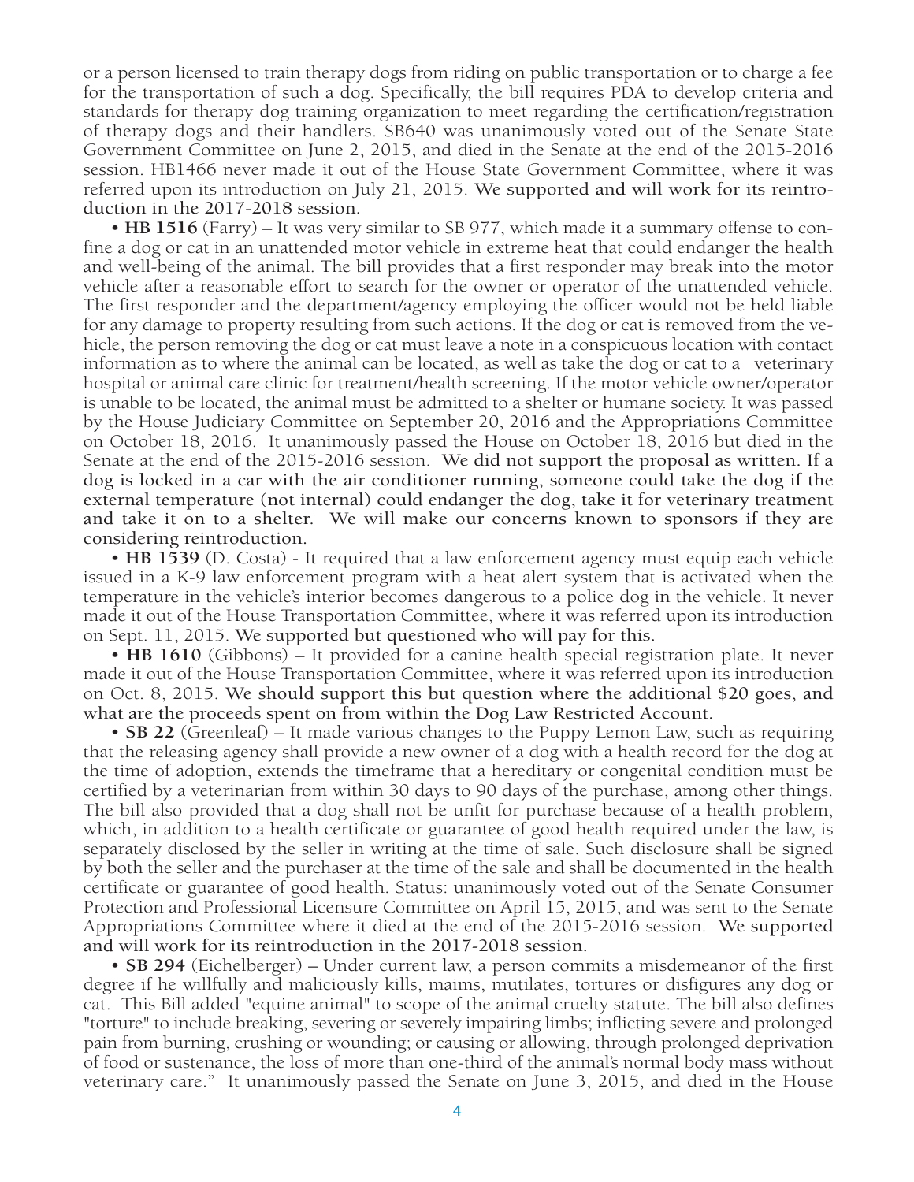or a person licensed to train therapy dogs from riding on public transportation or to charge a fee for the transportation of such a dog. Specifically, the bill requires PDA to develop criteria and standards for therapy dog training organization to meet regarding the certification/registration of therapy dogs and their handlers. SB640 was unanimously voted out of the Senate State Government Committee on June 2, 2015, and died in the Senate at the end of the 2015-2016 session. HB1466 never made it out of the House State Government Committee, where it was referred upon its introduction on July 21, 2015. **We supported and will work for its reintroduction in the 2017-2018 session.**

• **HB 1516** (Farry) – It was very similar to SB 977, which made it a summary offense to confine a dog or cat in an unattended motor vehicle in extreme heat that could endanger the health and well-being of the animal. The bill provides that a first responder may break into the motor vehicle after a reasonable effort to search for the owner or operator of the unattended vehicle. The first responder and the department/agency employing the officer would not be held liable for any damage to property resulting from such actions. If the dog or cat is removed from the vehicle, the person removing the dog or cat must leave a note in a conspicuous location with contact information as to where the animal can be located, as well as take the dog or cat to a veterinary hospital or animal care clinic for treatment/health screening. If the motor vehicle owner/operator is unable to be located, the animal must be admitted to a shelter or humane society. It was passed by the House Judiciary Committee on September 20, 2016 and the Appropriations Committee on October 18, 2016. It unanimously passed the House on October 18, 2016 but died in the Senate at the end of the 2015-2016 session. **We did not support the proposal as written. If a dog is locked in a car with the air conditioner running, someone could take the dog if the external temperature (not internal) could endanger the dog, take it for veterinary treatment and take it on to a shelter. We will make our concerns known to sponsors if they are considering reintroduction.**

• **HB 1539** (D. Costa) - It required that a law enforcement agency must equip each vehicle issued in a K-9 law enforcement program with a heat alert system that is activated when the temperature in the vehicle's interior becomes dangerous to a police dog in the vehicle. It never made it out of the House Transportation Committee, where it was referred upon its introduction on Sept. 11, 2015. **We supported but questioned who will pay for this.**

• **HB 1610** (Gibbons) – It provided for a canine health special registration plate. It never made it out of the House Transportation Committee, where it was referred upon its introduction on Oct. 8, 2015. **We should support this but question where the additional $20 goes, and what are the proceeds spent on from within the Dog Law Restricted Account.**

• **SB 22** (Greenleaf) – It made various changes to the Puppy Lemon Law, such as requiring that the releasing agency shall provide a new owner of a dog with a health record for the dog at the time of adoption, extends the timeframe that a hereditary or congenital condition must be certified by a veterinarian from within 30 days to 90 days of the purchase, among other things. The bill also provided that a dog shall not be unfit for purchase because of a health problem, which, in addition to a health certificate or guarantee of good health required under the law, is separately disclosed by the seller in writing at the time of sale. Such disclosure shall be signed by both the seller and the purchaser at the time of the sale and shall be documented in the health certificate or guarantee of good health. Status: unanimously voted out of the Senate Consumer Protection and Professional Licensure Committee on April 15, 2015, and was sent to the Senate Appropriations Committee where it died at the end of the 2015-2016 session. **We supported and will work for its reintroduction in the 2017-2018 session.**

• **SB 294** (Eichelberger) – Under current law, a person commits a misdemeanor of the first degree if he willfully and maliciously kills, maims, mutilates, tortures or disfigures any dog or cat. This Bill added "equine animal" to scope of the animal cruelty statute. The bill also defines "torture" to include breaking, severing or severely impairing limbs; inflicting severe and prolonged pain from burning, crushing or wounding; or causing or allowing, through prolonged deprivation of food or sustenance, the loss of more than one-third of the animal's normal body mass without veterinary care." It unanimously passed the Senate on June 3, 2015, and died in the House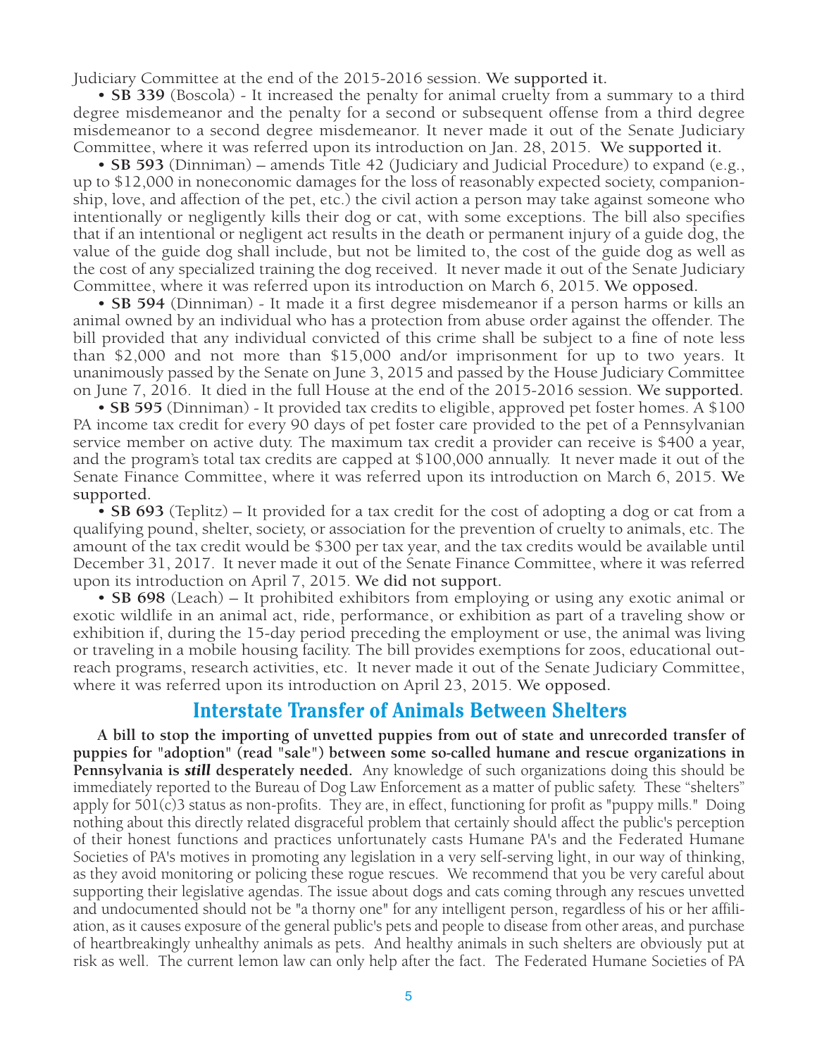Judiciary Committee at the end of the 2015-2016 session. **We supported it.**

- **SB 339** (Boscola) - It increased the penalty for animal cruelty from a summary to a third degree misdemeanor and the penalty for a second or subsequent offense from a third degree misdemeanor to a second degree misdemeanor. It never made it out of the Senate Judiciary Committee, where it was referred upon its introduction on Jan. 28, 2015. **We supported it.**

- **SB 593** (Dinniman) – amends Title 42 (Judiciary and Judicial Procedure) to expand (e.g., up to $12,000 in noneconomic damages for the loss of reasonably expected society, companionship, love, and affection of the pet, etc.) the civil action a person may take against someone who intentionally or negligently kills their dog or cat, with some exceptions. The bill also specifies that if an intentional or negligent act results in the death or permanent injury of a guide dog, the value of the guide dog shall include, but not be limited to, the cost of the guide dog as well as the cost of any specialized training the dog received. It never made it out of the Senate Judiciary Committee, where it was referred upon its introduction on March 6, 2015. **We opposed.**

- **SB 594** (Dinniman) - It made it a first degree misdemeanor if a person harms or kills an animal owned by an individual who has a protection from abuse order against the offender. The bill provided that any individual convicted of this crime shall be subject to a fine of note less than $2,000 and not more than $15,000 and/or imprisonment for up to two years. It unanimously passed by the Senate on June 3, 2015 and passed by the House Judiciary Committee on June 7, 2016. It died in the full House at the end of the 2015-2016 session. **We supported.**

- **SB 595** (Dinniman) - It provided tax credits to eligible, approved pet foster homes. A $100 PA income tax credit for every 90 days of pet foster care provided to the pet of a Pennsylvanian service member on active duty. The maximum tax credit a provider can receive is $400 a year, and the program's total tax credits are capped at $100,000 annually. It never made it out of the Senate Finance Committee, where it was referred upon its introduction on March 6, 2015. **We supported.**

- **SB 693** (Teplitz) – It provided for a tax credit for the cost of adopting a dog or cat from a qualifying pound, shelter, society, or association for the prevention of cruelty to animals, etc. The amount of the tax credit would be $300 per tax year, and the tax credits would be available until December 31, 2017. It never made it out of the Senate Finance Committee, where it was referred upon its introduction on April 7, 2015. **We did not support.**

- **SB 698** (Leach) – It prohibited exhibitors from employing or using any exotic animal or exotic wildlife in an animal act, ride, performance, or exhibition as part of a traveling show or exhibition if, during the 15-day period preceding the employment or use, the animal was living or traveling in a mobile housing facility. The bill provides exemptions for zoos, educational outreach programs, research activities, etc. It never made it out of the Senate Judiciary Committee, where it was referred upon its introduction on April 23, 2015. **We opposed.**

## Interstate Transfer of Animals Between Shelters

**A bill to stop the importing of unvetted puppies from out of state and unrecorded transfer of puppies for "adoption" (read "sale") between some so-called humane and rescue organizations in Pennsylvania is *still* desperately needed.** Any knowledge of such organizations doing this should be immediately reported to the Bureau of Dog Law Enforcement as a matter of public safety. These "shelters" apply for 501(c)3 status as non-profits. They are, in effect, functioning for profit as "puppy mills." Doing nothing about this directly related disgraceful problem that certainly should affect the public's perception of their honest functions and practices unfortunately casts Humane PA's and the Federated Humane Societies of PA's motives in promoting any legislation in a very self-serving light, in our way of thinking, as they avoid monitoring or policing these rogue rescues. We recommend that you be very careful about supporting their legislative agendas. The issue about dogs and cats coming through any rescues unvetted and undocumented should not be "a thorny one" for any intelligent person, regardless of his or her affiliation, as it causes exposure of the general public's pets and people to disease from other areas, and purchase of heartbreakingly unhealthy animals as pets. And healthy animals in such shelters are obviously put at risk as well. The current lemon law can only help after the fact. The Federated Humane Societies of PA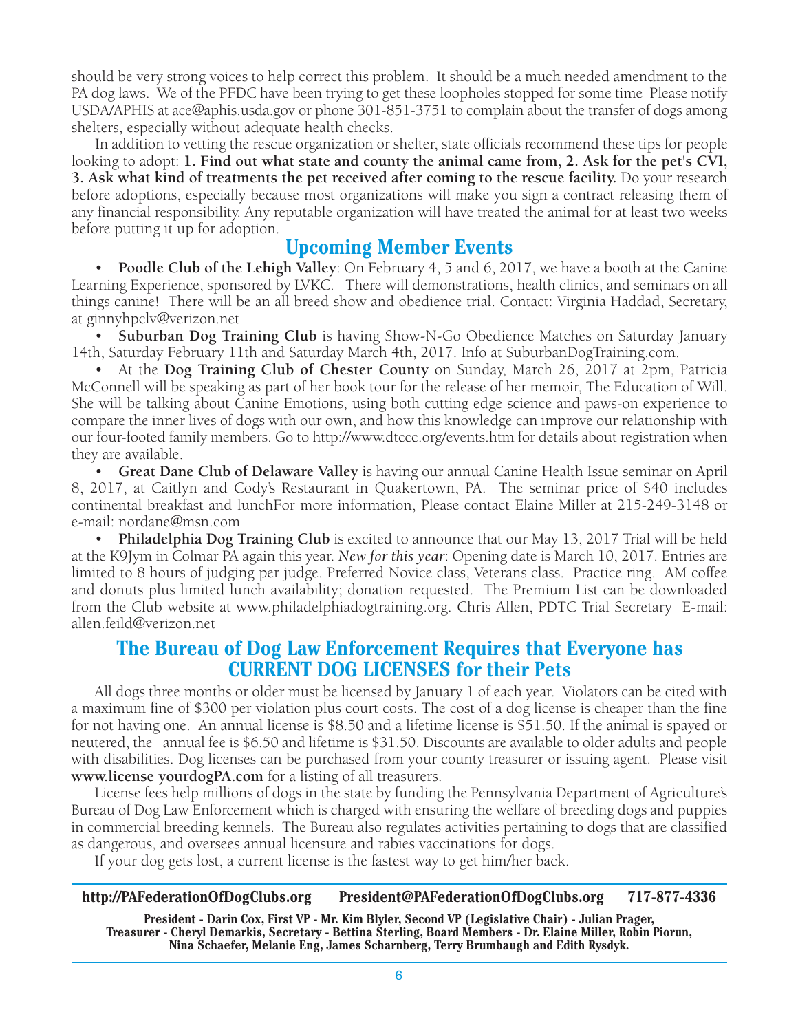should be very strong voices to help correct this problem. It should be a much needed amendment to the PA dog laws. We of the PFDC have been trying to get these loopholes stopped for some time Please notify USDA/APHIS at ace@aphis.usda.gov or phone 301-851-3751 to complain about the transfer of dogs among shelters, especially without adequate health checks.

In addition to vetting the rescue organization or shelter, state officials recommend these tips for people looking to adopt: **1. Find out what state and county the animal came from, 2. Ask for the pet's CVI, 3. Ask what kind of treatments the pet received after coming to the rescue facility.** Do your research before adoptions, especially because most organizations will make you sign a contract releasing them of any financial responsibility. Any reputable organization will have treated the animal for at least two weeks before putting it up for adoption.

## Upcoming Member Events

- **Poodle Club of the Lehigh Valley**: On February 4, 5 and 6, 2017, we have a booth at the Canine Learning Experience, sponsored by LVKC. There will demonstrations, health clinics, and seminars on all things canine! There will be an all breed show and obedience trial. Contact: Virginia Haddad, Secretary, at ginnyhpclv@verizon.net
- **Suburban Dog Training Club** is having Show-N-Go Obedience Matches on Saturday January 14th, Saturday February 11th and Saturday March 4th, 2017. Info at SuburbanDogTraining.com.
- At the **Dog Training Club of Chester County** on Sunday, March 26, 2017 at 2pm, Patricia McConnell will be speaking as part of her book tour for the release of her memoir, The Education of Will. She will be talking about Canine Emotions, using both cutting edge science and paws-on experience to compare the inner lives of dogs with our own, and how this knowledge can improve our relationship with our four-footed family members. Go to http://www.dtccc.org/events.htm for details about registration when they are available.
- **Great Dane Club of Delaware Valley** is having our annual Canine Health Issue seminar on April 8, 2017, at Caitlyn and Cody's Restaurant in Quakertown, PA. The seminar price of $40 includes continental breakfast and lunchFor more information, Please contact Elaine Miller at 215-249-3148 or e-mail: nordane@msn.com
- **Philadelphia Dog Training Club** is excited to announce that our May 13, 2017 Trial will be held at the K9Jym in Colmar PA again this year. *New for this year*: Opening date is March 10, 2017. Entries are limited to 8 hours of judging per judge. Preferred Novice class, Veterans class. Practice ring. AM coffee and donuts plus limited lunch availability; donation requested. The Premium List can be downloaded from the Club website at www.philadelphiadogtraining.org. Chris Allen, PDTC Trial Secretary E-mail: allen.feild@verizon.net

## The Bureau of Dog Law Enforcement Requires that Everyone has CURRENT DOG LICENSES for their Pets

All dogs three months or older must be licensed by January 1 of each year. Violators can be cited with a maximum fine of $300 per violation plus court costs. The cost of a dog license is cheaper than the fine for not having one. An annual license is $8.50 and a lifetime license is $51.50. If the animal is spayed or neutered, the annual fee is $6.50 and lifetime is $31.50. Discounts are available to older adults and people with disabilities. Dog licenses can be purchased from your county treasurer or issuing agent. Please visit **www.license yourdogPA.com** for a listing of all treasurers.

License fees help millions of dogs in the state by funding the Pennsylvania Department of Agriculture's Bureau of Dog Law Enforcement which is charged with ensuring the welfare of breeding dogs and puppies in commercial breeding kennels. The Bureau also regulates activities pertaining to dogs that are classified as dangerous, and oversees annual licensure and rabies vaccinations for dogs.

If your dog gets lost, a current license is the fastest way to get him/her back.

---

**http://PAFederationOfDogClubs.org President@PAFederationOfDogClubs.org 717-877-4336**

**President - Darin Cox, First VP - Mr. Kim Blyler, Second VP (Legislative Chair) - Julian Prager, Treasurer - Cheryl Demarkis, Secretary - Bettina Sterling, Board Members - Dr. Elaine Miller, Robin Piorun, Nina Schaefer, Melanie Eng, James Scharnberg, Terry Brumbaugh and Edith Rysdyk.**